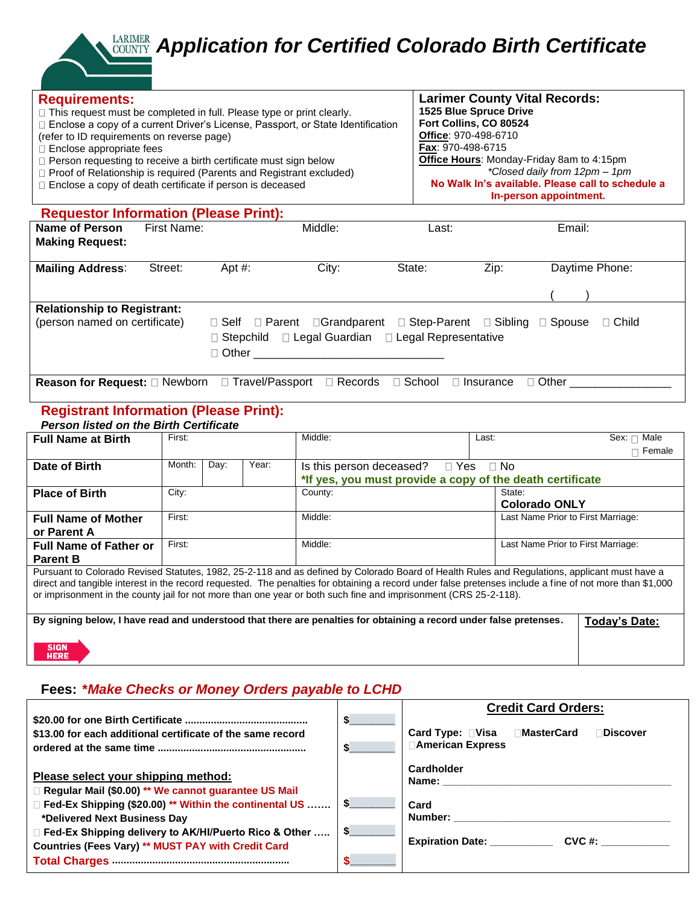LARIMER COUNTY

# Application for Certified Colorado Birth Certificate

## Requirements:

- ☐ This request must be completed in full. Please type or print clearly.
- ☐ Enclose a copy of a current Driver's License, Passport, or State Identification (refer to ID requirements on reverse page)
- ☐ Enclose appropriate fees
- ☐ Person requesting to receive a birth certificate must sign below
- ☐ Proof of Relationship is required (Parents and Registrant excluded)
- ☐ Enclose a copy of death certificate if person is deceased

## Larimer County Vital Records:

**1525 Blue Spruce Drive**
**Fort Collins, CO 80524**
**Office**: 970-498-6710
**Fax**: 970-498-6715
**Office Hours**: Monday-Friday 8am to 4:15pm
*\*Closed daily from 12pm – 1pm*
**No Walk In's available. Please call to schedule a In-person appointment.**

## Requestor Information (Please Print):

| **Name of Person Making Request:** | First Name: | Middle: | Last: | Email: |
|---|---|---|---|---|
| **Mailing Address**: | Street: Apt #: | City: | State: Zip: | Daytime Phone: ( ) |

**Relationship to Registrant:** (person named on certificate) ☐ Self ☐ Parent ☐ Grandparent ☐ Step-Parent ☐ Sibling ☐ Spouse ☐ Child ☐ Stepchild ☐ Legal Guardian ☐ Legal Representative ☐ Other ______________________________

**Reason for Request:** ☐ Newborn ☐ Travel/Passport ☐ Records ☐ School ☐ Insurance ☐ Other _______________

## Registrant Information (Please Print):

***Person listed on the Birth Certificate***

| | | | |
|---|---|---|---|
| **Full Name at Birth** | First: | Middle: | Last: Sex: ☐ Male ☐ Female |
| **Date of Birth** | Month: Day: Year: | Is this person deceased? ☐ Yes ☐ No **\*If yes, you must provide a copy of the death certificate** | |
| **Place of Birth** | City: | County: | State: **Colorado ONLY** |
| **Full Name of Mother or Parent A** | First: | Middle: | Last Name Prior to First Marriage: |
| **Full Name of Father or Parent B** | First: | Middle: | Last Name Prior to First Marriage: |

Pursuant to Colorado Revised Statutes, 1982, 25-2-118 and as defined by Colorado Board of Health Rules and Regulations, applicant must have a direct and tangible interest in the record requested. The penalties for obtaining a record under false pretenses include a fine of not more than $1,000 or imprisonment in the county jail for not more than one year or both such fine and imprisonment (CRS 25-2-118).

**By signing below, I have read and understood that there are penalties for obtaining a record under false pretenses.** **Today's Date:**

SIGN HERE

## Fees: *\*Make Checks or Money Orders payable to LCHD*

| | |
|---|---|
| **$20.00 for one Birth Certificate ..........................................** | $________ |
| **$13.00 for each additional certificate of the same record ordered at the same time ..................................................** | $________ |
| **Please select your shipping method:** | |
| ☐ **Regular Mail ($0.00) \*\* We cannot guarantee US Mail** | |
| ☐ **Fed-Ex Shipping ($20.00) \*\* Within the continental US .......** **\*Delivered Next Business Day** | $________ |
| ☐ **Fed-Ex Shipping delivery to AK/HI/Puerto Rico & Other ..... Countries (Fees Vary) \*\* MUST PAY with Credit Card** | $________ |
| **Total Charges ............................................................** | $________ |

### Credit Card Orders:

**Card Type:** ☐**Visa** ☐**MasterCard** ☐**Discover** ☐**American Express**

**Cardholder Name:** ________________________________________

**Card Number:** ________________________________________

**Expiration Date:** ___________ **CVC #:** ____________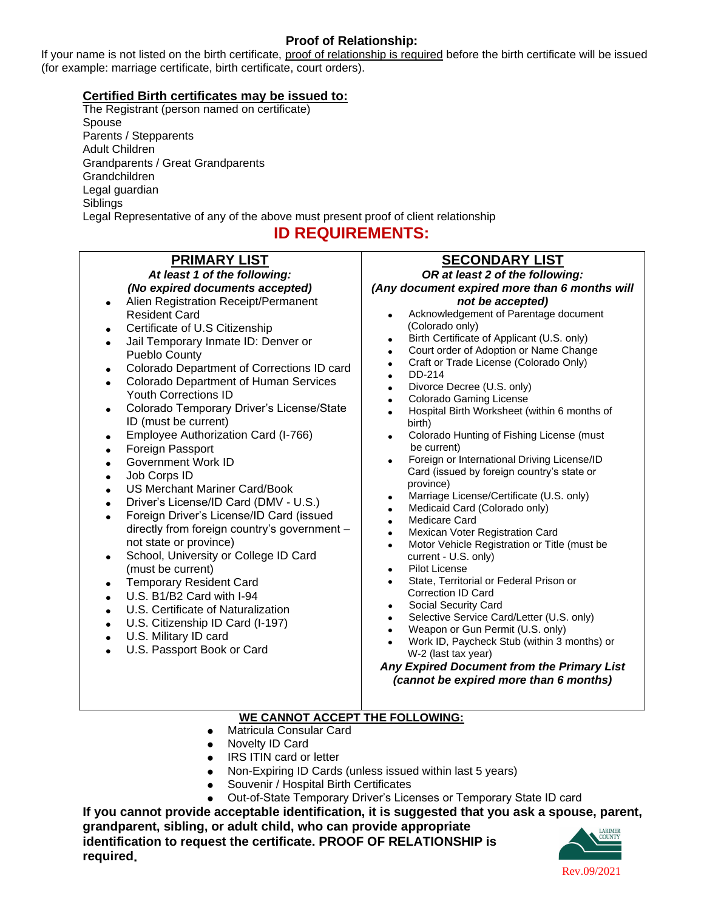**Proof of Relationship:**

If your name is not listed on the birth certificate, proof of relationship is required before the birth certificate will be issued (for example: marriage certificate, birth certificate, court orders).

**Certified Birth certificates may be issued to:**

The Registrant (person named on certificate)
Spouse
Parents / Stepparents
Adult Children
Grandparents / Great Grandparents
Grandchildren
Legal guardian
Siblings
Legal Representative of any of the above must present proof of client relationship

# ID REQUIREMENTS:

## PRIMARY LIST

***At least 1 of the following:***
***(No expired documents accepted)***

- Alien Registration Receipt/Permanent Resident Card
- Certificate of U.S Citizenship
- Jail Temporary Inmate ID: Denver or Pueblo County
- Colorado Department of Corrections ID card
- Colorado Department of Human Services Youth Corrections ID
- Colorado Temporary Driver's License/State ID (must be current)
- Employee Authorization Card (I-766)
- Foreign Passport
- Government Work ID
- Job Corps ID
- US Merchant Mariner Card/Book
- Driver's License/ID Card (DMV - U.S.)
- Foreign Driver's License/ID Card (issued directly from foreign country's government – not state or province)
- School, University or College ID Card (must be current)
- Temporary Resident Card
- U.S. B1/B2 Card with I-94
- U.S. Certificate of Naturalization
- U.S. Citizenship ID Card (I-197)
- U.S. Military ID card
- U.S. Passport Book or Card

## SECONDARY LIST

***OR at least 2 of the following:***
***(Any document expired more than 6 months will not be accepted)***

- Acknowledgement of Parentage document (Colorado only)
- Birth Certificate of Applicant (U.S. only)
- Court order of Adoption or Name Change
- Craft or Trade License (Colorado Only)
- DD-214
- Divorce Decree (U.S. only)
- Colorado Gaming License
- Hospital Birth Worksheet (within 6 months of birth)
- Colorado Hunting of Fishing License (must be current)
- Foreign or International Driving License/ID Card (issued by foreign country's state or province)
- Marriage License/Certificate (U.S. only)
- Medicaid Card (Colorado only)
- Medicare Card
- Mexican Voter Registration Card
- Motor Vehicle Registration or Title (must be current - U.S. only)
- Pilot License
- State, Territorial or Federal Prison or Correction ID Card
- Social Security Card
- Selective Service Card/Letter (U.S. only)
- Weapon or Gun Permit (U.S. only)
- Work ID, Paycheck Stub (within 3 months) or W-2 (last tax year)

***Any Expired Document from the Primary List (cannot be expired more than 6 months)***

**WE CANNOT ACCEPT THE FOLLOWING:**

- Matricula Consular Card
- Novelty ID Card
- IRS ITIN card or letter
- Non-Expiring ID Cards (unless issued within last 5 years)
- Souvenir / Hospital Birth Certificates
- Out-of-State Temporary Driver's Licenses or Temporary State ID card

**If you cannot provide acceptable identification, it is suggested that you ask a spouse, parent, grandparent, sibling, or adult child, who can provide appropriate identification to request the certificate. PROOF OF RELATIONSHIP is required.**

LARIMER COUNTY

Rev.09/2021